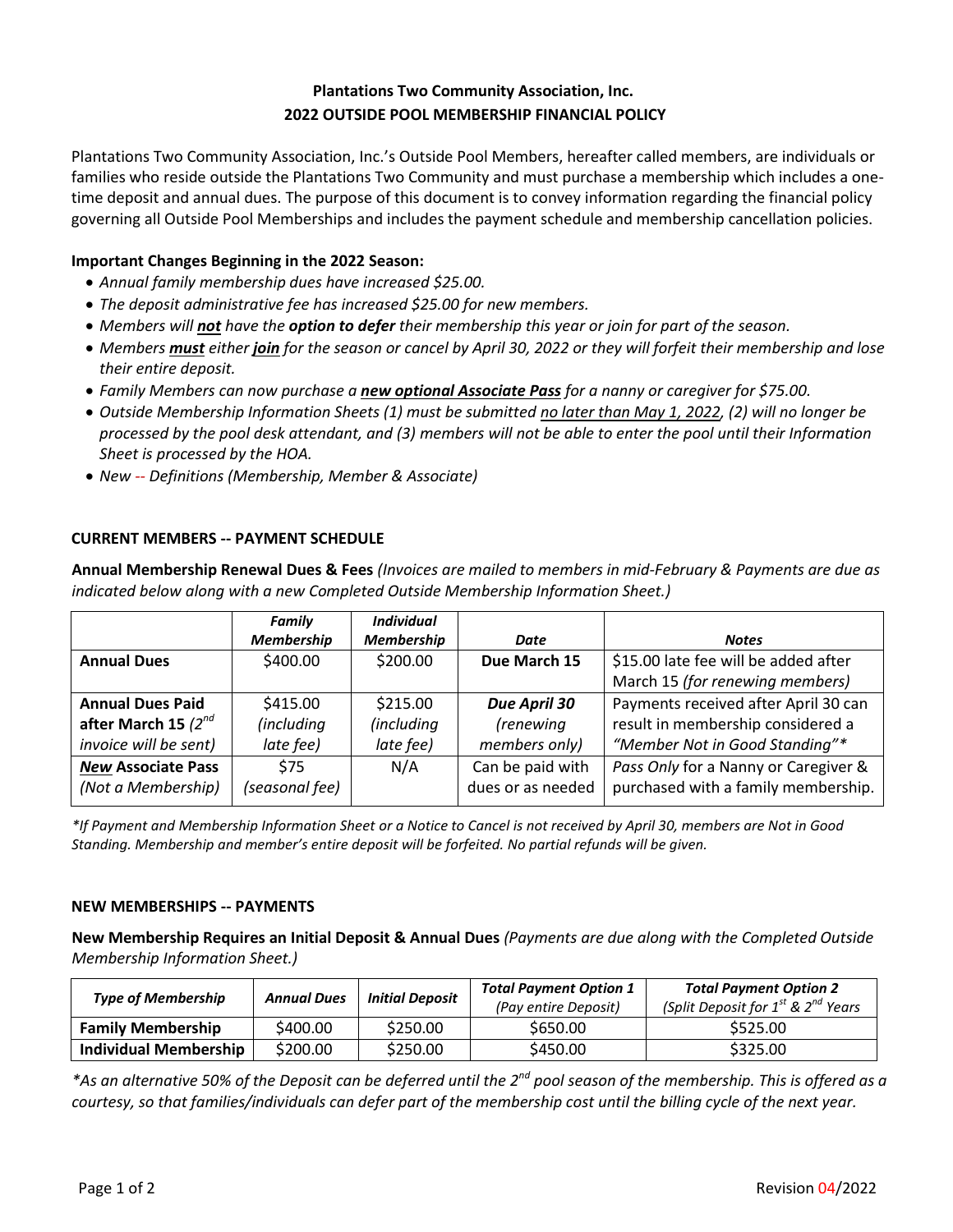# Plantations Two Community Association, Inc.
## 2022 OUTSIDE POOL MEMBERSHIP FINANCIAL POLICY

Plantations Two Community Association, Inc.'s Outside Pool Members, hereafter called members, are individuals or families who reside outside the Plantations Two Community and must purchase a membership which includes a one-time deposit and annual dues. The purpose of this document is to convey information regarding the financial policy governing all Outside Pool Memberships and includes the payment schedule and membership cancellation policies.

**Important Changes Beginning in the 2022 Season:**

- *Annual family membership dues have increased $25.00.*
- *The deposit administrative fee has increased $25.00 for new members.*
- *Members will **not** have the **option to defer** their membership this year or join for part of the season.*
- *Members **must** either **join** for the season or cancel by April 30, 2022 or they will forfeit their membership and lose their entire deposit.*
- *Family Members can now purchase a **new optional Associate Pass** for a nanny or caregiver for $75.00.*
- *Outside Membership Information Sheets (1) must be submitted no later than May 1, 2022, (2) will no longer be processed by the pool desk attendant, and (3) members will not be able to enter the pool until their Information Sheet is processed by the HOA.*
- *New -- Definitions (Membership, Member & Associate)*

### CURRENT MEMBERS -- PAYMENT SCHEDULE

**Annual Membership Renewal Dues & Fees** *(Invoices are mailed to members in mid-February & Payments are due as indicated below along with a new Completed Outside Membership Information Sheet.)*

| | *Family Membership* | *Individual Membership* | *Date* | *Notes* |
|---|---|---|---|---|
| **Annual Dues** | $400.00 | $200.00 | **Due March 15** | $15.00 late fee will be added after March 15 *(for renewing members)* |
| **Annual Dues Paid after March 15** *(2nd invoice will be sent)* | $415.00 *(including late fee)* | $215.00 *(including late fee)* | ***Due April 30*** *(renewing members only)* | Payments received after April 30 can result in membership considered a *"Member Not in Good Standing"\** |
| ***New* Associate Pass** *(Not a Membership)* | $75 *(seasonal fee)* | N/A | Can be paid with dues or as needed | *Pass Only* for a Nanny or Caregiver & purchased with a family membership. |

*\*If Payment and Membership Information Sheet or a Notice to Cancel is not received by April 30, members are Not in Good Standing. Membership and member's entire deposit will be forfeited. No partial refunds will be given.*

### NEW MEMBERSHIPS -- PAYMENTS

**New Membership Requires an Initial Deposit & Annual Dues** *(Payments are due along with the Completed Outside Membership Information Sheet.)*

| *Type of Membership* | *Annual Dues* | *Initial Deposit* | *Total Payment Option 1* *(Pay entire Deposit)* | *Total Payment Option 2* *(Split Deposit for 1st & 2nd Years* |
|---|---|---|---|---|
| **Family Membership** | $400.00 | $250.00 | $650.00 | $525.00 |
| **Individual Membership** | $200.00 | $250.00 | $450.00 | $325.00 |

*\*As an alternative 50% of the Deposit can be deferred until the 2nd pool season of the membership. This is offered as a courtesy, so that families/individuals can defer part of the membership cost until the billing cycle of the next year.*

Revision 04/2022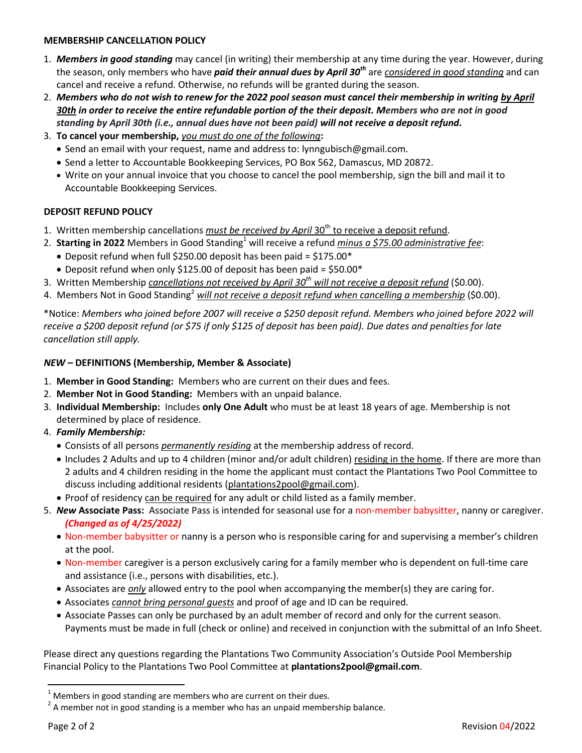**MEMBERSHIP CANCELLATION POLICY**

1. ***Members in good standing*** may cancel (in writing) their membership at any time during the year. However, during the season, only members who have ***paid their annual dues by April 30th*** are <u>considered in good standing</u> and can cancel and receive a refund. Otherwise, no refunds will be granted during the season.
2. ***Members who do not wish to renew for the 2022 pool season must cancel their membership in writing <u>by April 30th</u> in order to receive the entire refundable portion of the their deposit. Members who are not in good standing by April 30th (i.e., annual dues have not been paid) will not receive a deposit refund.***
3. **To cancel your membership,** <u>*you must do one of the following*</u>**:**
   - Send an email with your request, name and address to: lynngubisch@gmail.com.
   - Send a letter to Accountable Bookkeeping Services, PO Box 562, Damascus, MD 20872.
   - Write on your annual invoice that you choose to cancel the pool membership, sign the bill and mail it to Accountable Bookkeeping Services.

**DEPOSIT REFUND POLICY**

1. Written membership cancellations <u>*must be received by April* 30th to receive a deposit refund</u>.
2. **Starting in 2022** Members in Good Standing[1] will receive a refund <u>*minus a $75.00 administrative fee*</u>:
   - Deposit refund when full $250.00 deposit has been paid = $175.00*
   - Deposit refund when only $125.00 of deposit has been paid = $50.00*
3. Written Membership <u>*cancellations not received by April 30th will not receive a deposit refund*</u> ($0.00).
4. Members Not in Good Standing[2] <u>*will not receive a deposit refund when cancelling a membership*</u> ($0.00).

*Notice: *Members who joined before 2007 will receive a $250 deposit refund. Members who joined before 2022 will receive a $200 deposit refund (or $75 if only $125 of deposit has been paid). Due dates and penalties for late cancellation still apply.*

***NEW* – DEFINITIONS (Membership, Member & Associate)**

1. **Member in Good Standing:** Members who are current on their dues and fees.
2. **Member Not in Good Standing:** Members with an unpaid balance.
3. **Individual Membership:** Includes **only One Adult** who must be at least 18 years of age. Membership is not determined by place of residence.
4. ***Family Membership:***
   - Consists of all persons <u>*permanently residing*</u> at the membership address of record.
   - Includes 2 Adults and up to 4 children (minor and/or adult children) <u>residing in the home</u>. If there are more than 2 adults and 4 children residing in the home the applicant must contact the Plantations Two Pool Committee to discuss including additional residents (plantations2pool@gmail.com).
   - Proof of residency <u>can be required</u> for any adult or child listed as a family member.
5. ***New* Associate Pass:** Associate Pass is intended for seasonal use for a non-member babysitter, nanny or caregiver. ***(Changed as of 4/25/2022)***
   - Non-member babysitter or nanny is a person who is responsible caring for and supervising a member's children at the pool.
   - Non-member caregiver is a person exclusively caring for a family member who is dependent on full-time care and assistance (i.e., persons with disabilities, etc.).
   - Associates are <u>*only*</u> allowed entry to the pool when accompanying the member(s) they are caring for.
   - Associates <u>*cannot bring personal guests*</u> and proof of age and ID can be required.
   - Associate Passes can only be purchased by an adult member of record and only for the current season. Payments must be made in full (check or online) and received in conjunction with the submittal of an Info Sheet.

Please direct any questions regarding the Plantations Two Community Association's Outside Pool Membership Financial Policy to the Plantations Two Pool Committee at **plantations2pool@gmail.com**.

---

[1] Members in good standing are members who are current on their dues.

[2] A member not in good standing is a member who has an unpaid membership balance.

Revision 04/2022